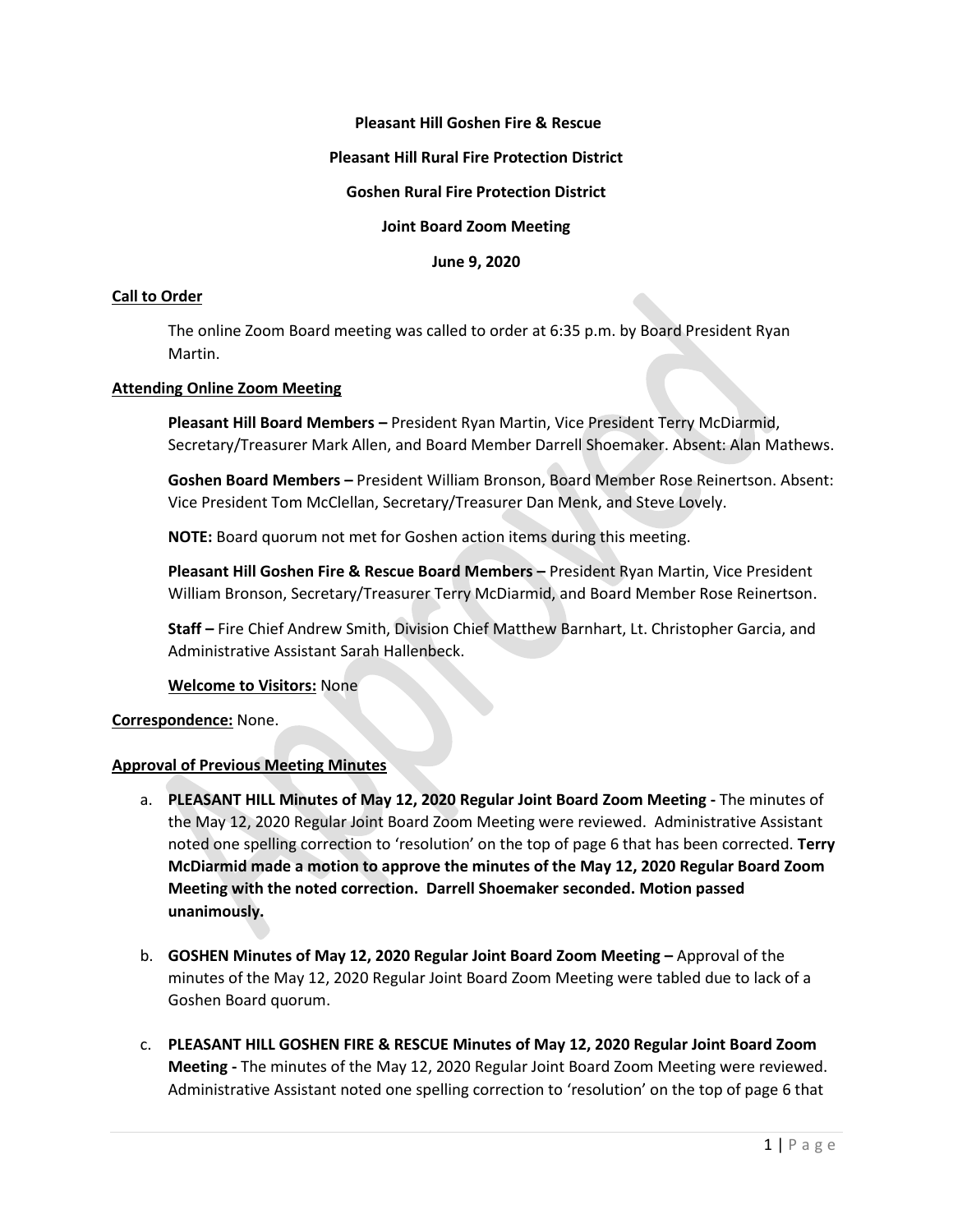**Pleasant Hill Goshen Fire & Rescue**

**Pleasant Hill Rural Fire Protection District**

**Goshen Rural Fire Protection District**

**Joint Board Zoom Meeting**

**June 9, 2020**

**Call to Order**

The online Zoom Board meeting was called to order at 6:35 p.m. by Board President Ryan Martin.

**Attending Online Zoom Meeting**

**Pleasant Hill Board Members –** President Ryan Martin, Vice President Terry McDiarmid, Secretary/Treasurer Mark Allen, and Board Member Darrell Shoemaker. Absent: Alan Mathews.

**Goshen Board Members –** President William Bronson, Board Member Rose Reinertson. Absent: Vice President Tom McClellan, Secretary/Treasurer Dan Menk, and Steve Lovely.

**NOTE:** Board quorum not met for Goshen action items during this meeting.

**Pleasant Hill Goshen Fire & Rescue Board Members –** President Ryan Martin, Vice President William Bronson, Secretary/Treasurer Terry McDiarmid, and Board Member Rose Reinertson.

**Staff –** Fire Chief Andrew Smith, Division Chief Matthew Barnhart, Lt. Christopher Garcia, and Administrative Assistant Sarah Hallenbeck.

**Welcome to Visitors:** None

**Correspondence:** None.

**Approval of Previous Meeting Minutes**

a. **PLEASANT HILL Minutes of May 12, 2020 Regular Joint Board Zoom Meeting -** The minutes of the May 12, 2020 Regular Joint Board Zoom Meeting were reviewed. Administrative Assistant noted one spelling correction to 'resolution' on the top of page 6 that has been corrected. **Terry McDiarmid made a motion to approve the minutes of the May 12, 2020 Regular Board Zoom Meeting with the noted correction. Darrell Shoemaker seconded. Motion passed unanimously.**

b. **GOSHEN Minutes of May 12, 2020 Regular Joint Board Zoom Meeting –** Approval of the minutes of the May 12, 2020 Regular Joint Board Zoom Meeting were tabled due to lack of a Goshen Board quorum.

c. **PLEASANT HILL GOSHEN FIRE & RESCUE Minutes of May 12, 2020 Regular Joint Board Zoom Meeting -** The minutes of the May 12, 2020 Regular Joint Board Zoom Meeting were reviewed. Administrative Assistant noted one spelling correction to 'resolution' on the top of page 6 that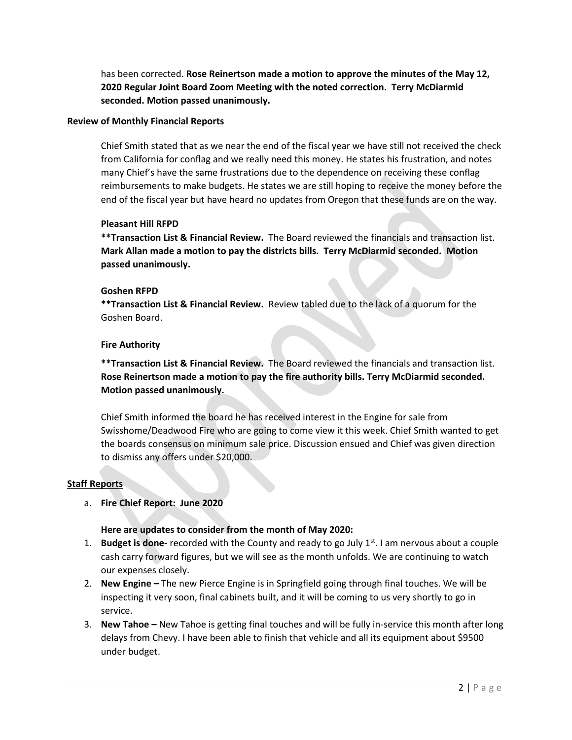has been corrected. **Rose Reinertson made a motion to approve the minutes of the May 12, 2020 Regular Joint Board Zoom Meeting with the noted correction. Terry McDiarmid seconded. Motion passed unanimously.**

## Review of Monthly Financial Reports

Chief Smith stated that as we near the end of the fiscal year we have still not received the check from California for conflag and we really need this money. He states his frustration, and notes many Chief's have the same frustrations due to the dependence on receiving these conflag reimbursements to make budgets. He states we are still hoping to receive the money before the end of the fiscal year but have heard no updates from Oregon that these funds are on the way.

### Pleasant Hill RFPD

**\*\*Transaction List & Financial Review.** The Board reviewed the financials and transaction list. **Mark Allan made a motion to pay the districts bills. Terry McDiarmid seconded. Motion passed unanimously.**

### Goshen RFPD

**\*\*Transaction List & Financial Review.** Review tabled due to the lack of a quorum for the Goshen Board.

### Fire Authority

**\*\*Transaction List & Financial Review.** The Board reviewed the financials and transaction list. **Rose Reinertson made a motion to pay the fire authority bills. Terry McDiarmid seconded. Motion passed unanimously.**

Chief Smith informed the board he has received interest in the Engine for sale from Swisshome/Deadwood Fire who are going to come view it this week. Chief Smith wanted to get the boards consensus on minimum sale price. Discussion ensued and Chief was given direction to dismiss any offers under $20,000.

## Staff Reports

a. **Fire Chief Report: June 2020**

**Here are updates to consider from the month of May 2020:**

1. **Budget is done-** recorded with the County and ready to go July 1st. I am nervous about a couple cash carry forward figures, but we will see as the month unfolds. We are continuing to watch our expenses closely.
2. **New Engine –** The new Pierce Engine is in Springfield going through final touches. We will be inspecting it very soon, final cabinets built, and it will be coming to us very shortly to go in service.
3. **New Tahoe –** New Tahoe is getting final touches and will be fully in-service this month after long delays from Chevy. I have been able to finish that vehicle and all its equipment about $9500 under budget.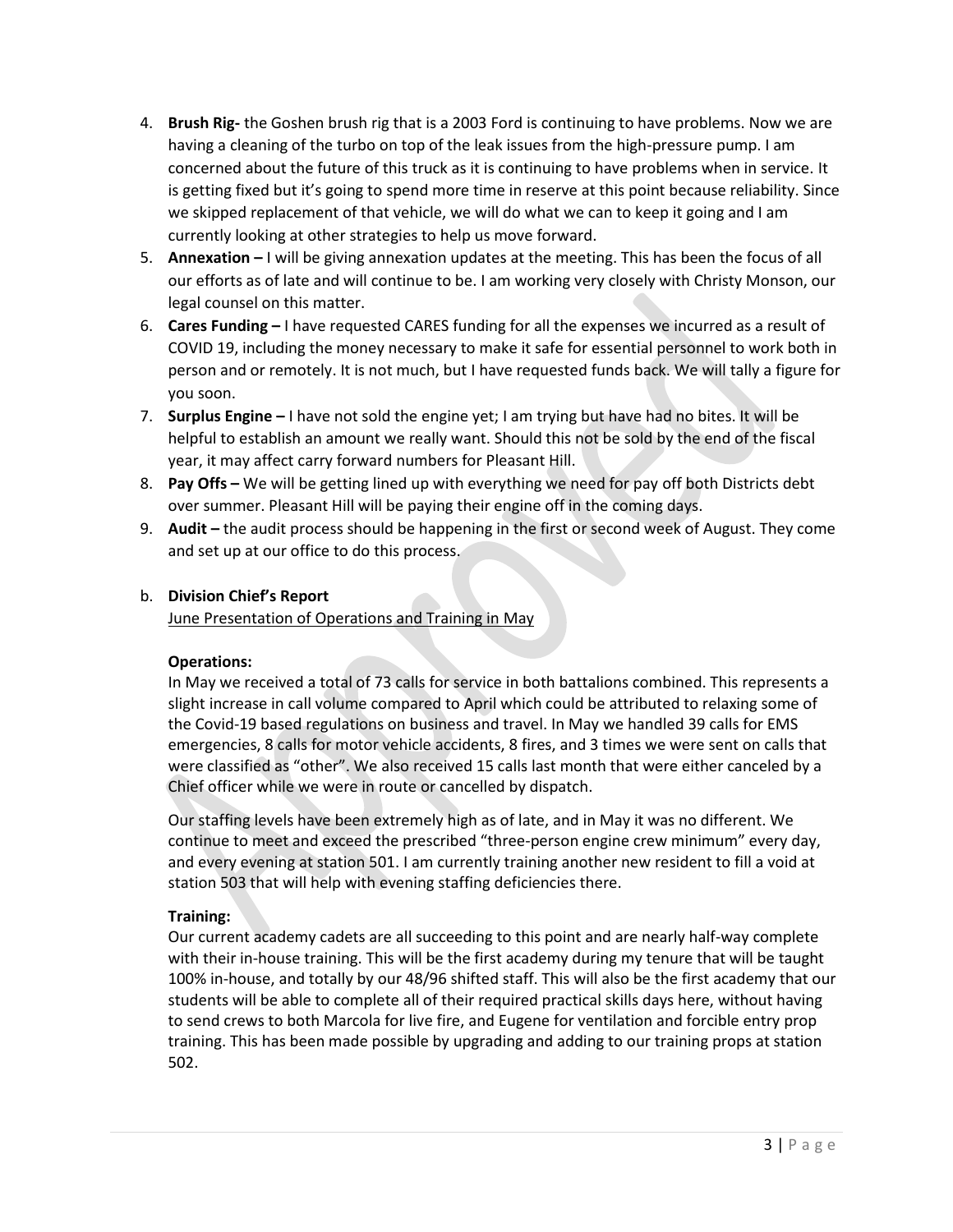4. **Brush Rig-** the Goshen brush rig that is a 2003 Ford is continuing to have problems. Now we are having a cleaning of the turbo on top of the leak issues from the high-pressure pump. I am concerned about the future of this truck as it is continuing to have problems when in service. It is getting fixed but it's going to spend more time in reserve at this point because reliability. Since we skipped replacement of that vehicle, we will do what we can to keep it going and I am currently looking at other strategies to help us move forward.
5. **Annexation –** I will be giving annexation updates at the meeting. This has been the focus of all our efforts as of late and will continue to be. I am working very closely with Christy Monson, our legal counsel on this matter.
6. **Cares Funding –** I have requested CARES funding for all the expenses we incurred as a result of COVID 19, including the money necessary to make it safe for essential personnel to work both in person and or remotely. It is not much, but I have requested funds back. We will tally a figure for you soon.
7. **Surplus Engine –** I have not sold the engine yet; I am trying but have had no bites. It will be helpful to establish an amount we really want. Should this not be sold by the end of the fiscal year, it may affect carry forward numbers for Pleasant Hill.
8. **Pay Offs –** We will be getting lined up with everything we need for pay off both Districts debt over summer. Pleasant Hill will be paying their engine off in the coming days.
9. **Audit –** the audit process should be happening in the first or second week of August. They come and set up at our office to do this process.

b. **Division Chief's Report**

June Presentation of Operations and Training in May

**Operations:**

In May we received a total of 73 calls for service in both battalions combined. This represents a slight increase in call volume compared to April which could be attributed to relaxing some of the Covid-19 based regulations on business and travel. In May we handled 39 calls for EMS emergencies, 8 calls for motor vehicle accidents, 8 fires, and 3 times we were sent on calls that were classified as "other". We also received 15 calls last month that were either canceled by a Chief officer while we were in route or cancelled by dispatch.

Our staffing levels have been extremely high as of late, and in May it was no different. We continue to meet and exceed the prescribed "three-person engine crew minimum" every day, and every evening at station 501. I am currently training another new resident to fill a void at station 503 that will help with evening staffing deficiencies there.

**Training:**

Our current academy cadets are all succeeding to this point and are nearly half-way complete with their in-house training. This will be the first academy during my tenure that will be taught 100% in-house, and totally by our 48/96 shifted staff. This will also be the first academy that our students will be able to complete all of their required practical skills days here, without having to send crews to both Marcola for live fire, and Eugene for ventilation and forcible entry prop training. This has been made possible by upgrading and adding to our training props at station 502.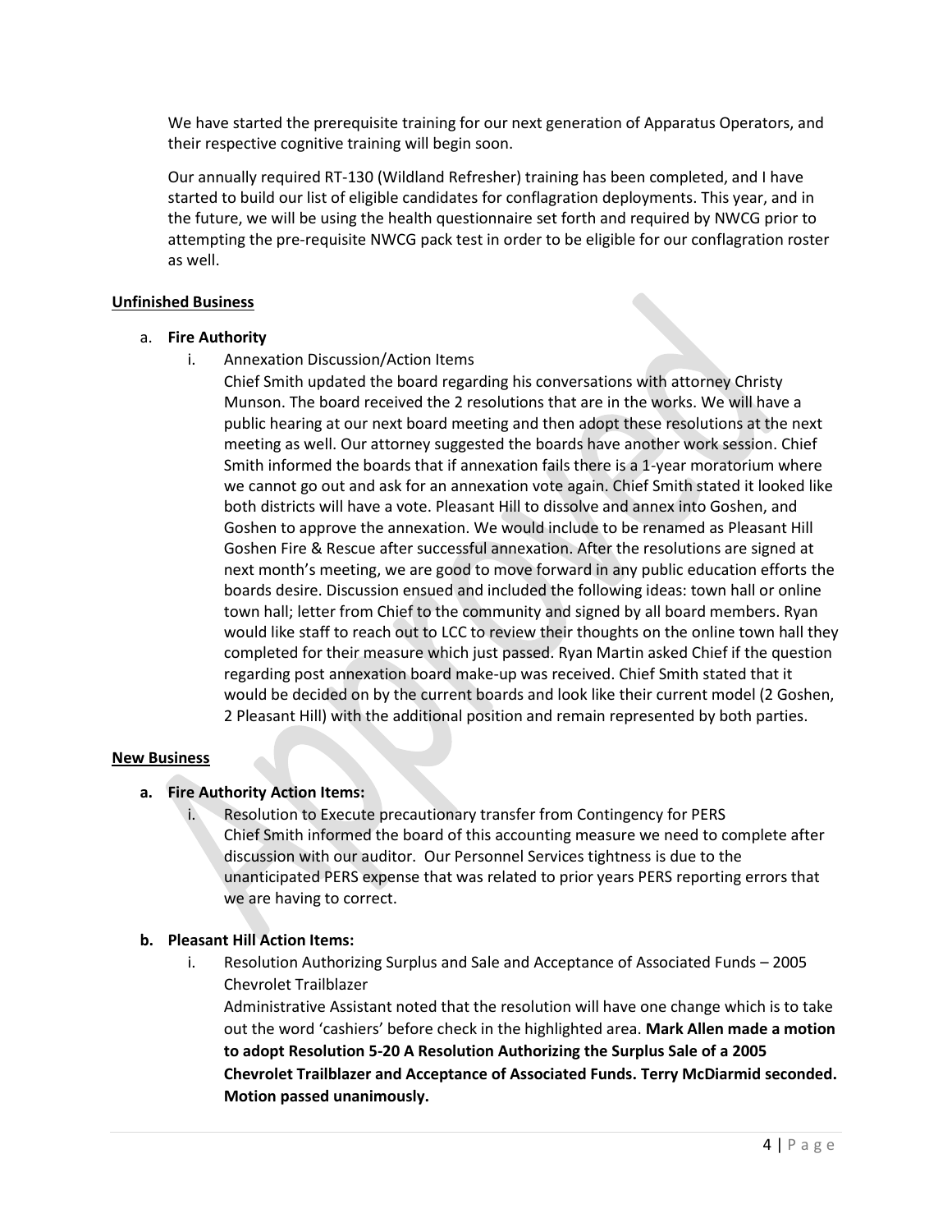We have started the prerequisite training for our next generation of Apparatus Operators, and their respective cognitive training will begin soon.

Our annually required RT-130 (Wildland Refresher) training has been completed, and I have started to build our list of eligible candidates for conflagration deployments. This year, and in the future, we will be using the health questionnaire set forth and required by NWCG prior to attempting the pre-requisite NWCG pack test in order to be eligible for our conflagration roster as well.

**Unfinished Business**

a. **Fire Authority**

   i. Annexation Discussion/Action Items

   Chief Smith updated the board regarding his conversations with attorney Christy Munson. The board received the 2 resolutions that are in the works. We will have a public hearing at our next board meeting and then adopt these resolutions at the next meeting as well. Our attorney suggested the boards have another work session. Chief Smith informed the boards that if annexation fails there is a 1-year moratorium where we cannot go out and ask for an annexation vote again. Chief Smith stated it looked like both districts will have a vote. Pleasant Hill to dissolve and annex into Goshen, and Goshen to approve the annexation. We would include to be renamed as Pleasant Hill Goshen Fire & Rescue after successful annexation. After the resolutions are signed at next month's meeting, we are good to move forward in any public education efforts the boards desire. Discussion ensued and included the following ideas: town hall or online town hall; letter from Chief to the community and signed by all board members. Ryan would like staff to reach out to LCC to review their thoughts on the online town hall they completed for their measure which just passed. Ryan Martin asked Chief if the question regarding post annexation board make-up was received. Chief Smith stated that it would be decided on by the current boards and look like their current model (2 Goshen, 2 Pleasant Hill) with the additional position and remain represented by both parties.

**New Business**

a. **Fire Authority Action Items:**

   i. Resolution to Execute precautionary transfer from Contingency for PERS

   Chief Smith informed the board of this accounting measure we need to complete after discussion with our auditor. Our Personnel Services tightness is due to the unanticipated PERS expense that was related to prior years PERS reporting errors that we are having to correct.

b. **Pleasant Hill Action Items:**

   i. Resolution Authorizing Surplus and Sale and Acceptance of Associated Funds – 2005 Chevrolet Trailblazer

   Administrative Assistant noted that the resolution will have one change which is to take out the word 'cashiers' before check in the highlighted area. **Mark Allen made a motion to adopt Resolution 5-20 A Resolution Authorizing the Surplus Sale of a 2005 Chevrolet Trailblazer and Acceptance of Associated Funds. Terry McDiarmid seconded. Motion passed unanimously.**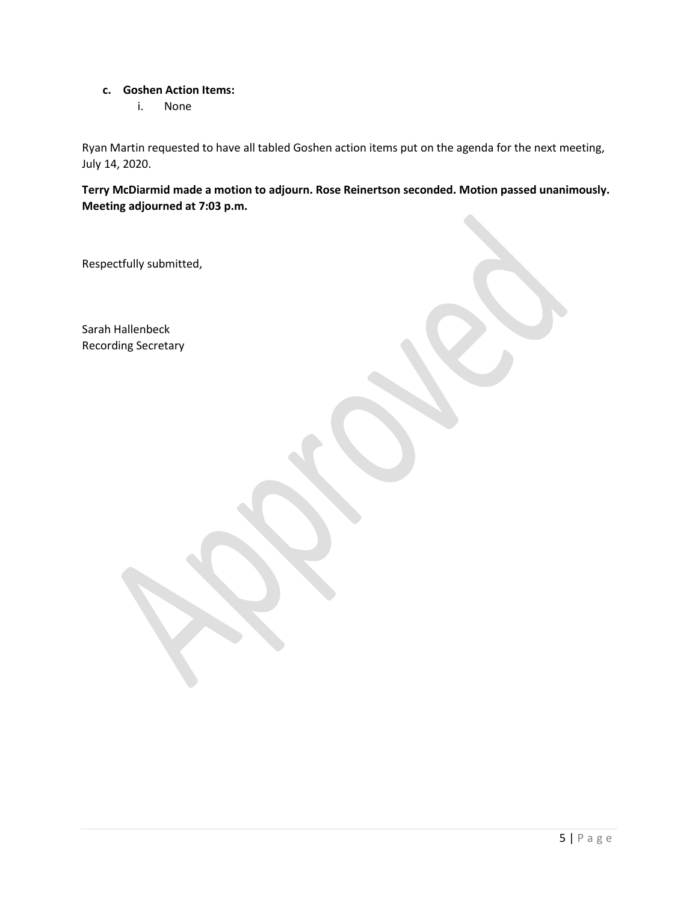**c. Goshen Action Items:**

i. None

Ryan Martin requested to have all tabled Goshen action items put on the agenda for the next meeting, July 14, 2020.

**Terry McDiarmid made a motion to adjourn. Rose Reinertson seconded. Motion passed unanimously. Meeting adjourned at 7:03 p.m.**

Respectfully submitted,

Sarah Hallenbeck
Recording Secretary